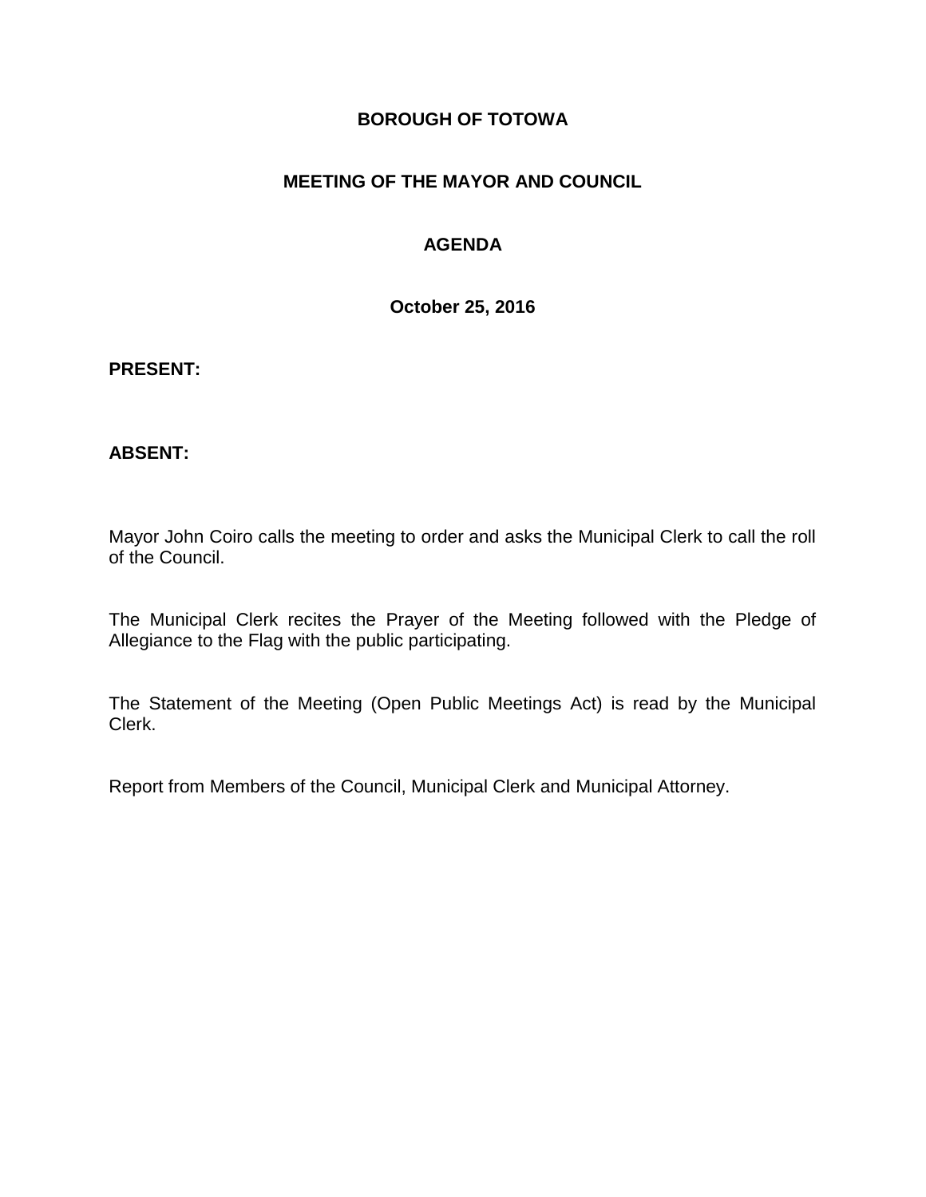**BOROUGH OF TOTOWA**

**MEETING OF THE MAYOR AND COUNCIL**

**AGENDA**

**October 25, 2016**

**PRESENT:**

**ABSENT:**

Mayor John Coiro calls the meeting to order and asks the Municipal Clerk to call the roll of the Council.

The Municipal Clerk recites the Prayer of the Meeting followed with the Pledge of Allegiance to the Flag with the public participating.

The Statement of the Meeting (Open Public Meetings Act) is read by the Municipal Clerk.

Report from Members of the Council, Municipal Clerk and Municipal Attorney.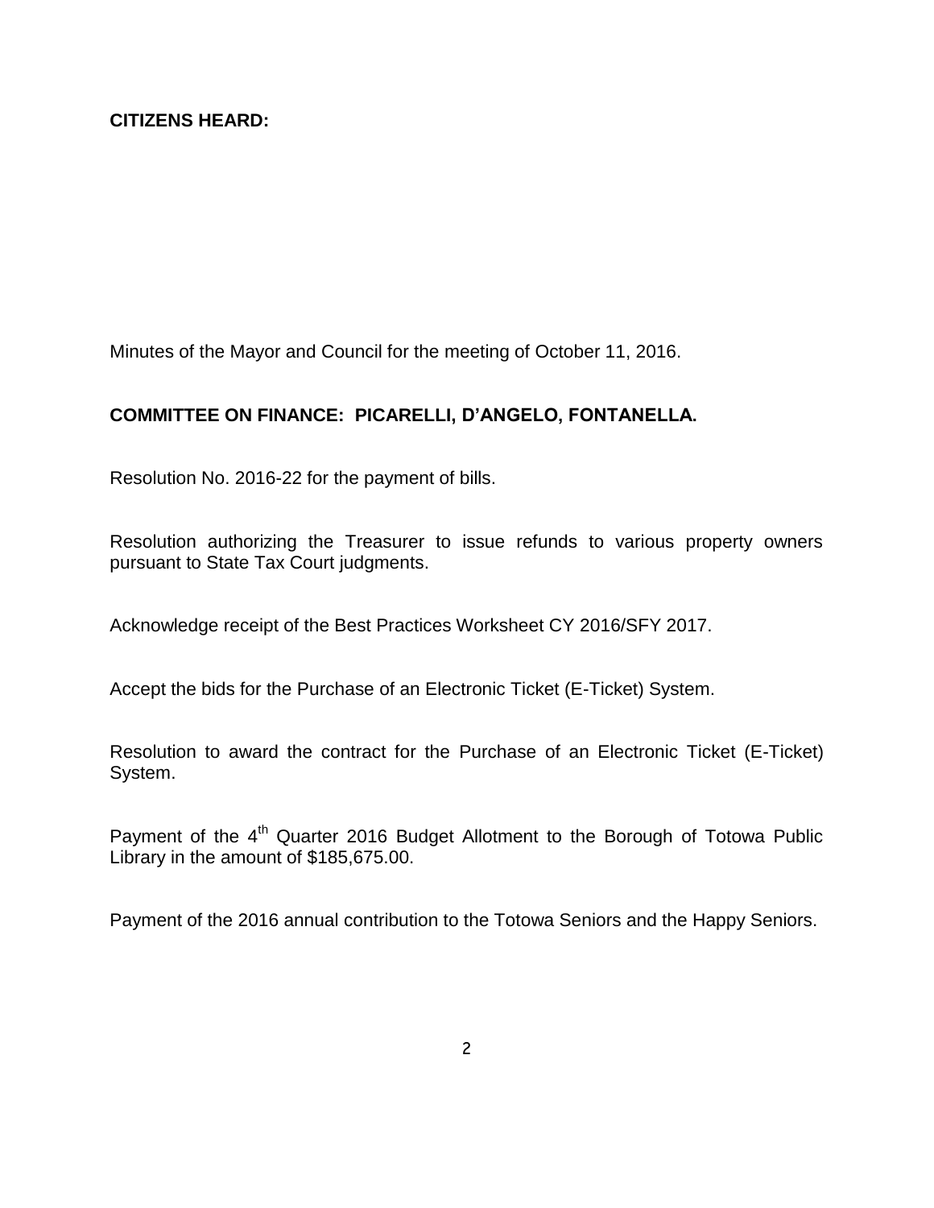**CITIZENS HEARD:**

Minutes of the Mayor and Council for the meeting of October 11, 2016.

**COMMITTEE ON FINANCE: PICARELLI, D'ANGELO, FONTANELLA.**

Resolution No. 2016-22 for the payment of bills.

Resolution authorizing the Treasurer to issue refunds to various property owners pursuant to State Tax Court judgments.

Acknowledge receipt of the Best Practices Worksheet CY 2016/SFY 2017.

Accept the bids for the Purchase of an Electronic Ticket (E-Ticket) System.

Resolution to award the contract for the Purchase of an Electronic Ticket (E-Ticket) System.

Payment of the 4th Quarter 2016 Budget Allotment to the Borough of Totowa Public Library in the amount of $185,675.00.

Payment of the 2016 annual contribution to the Totowa Seniors and the Happy Seniors.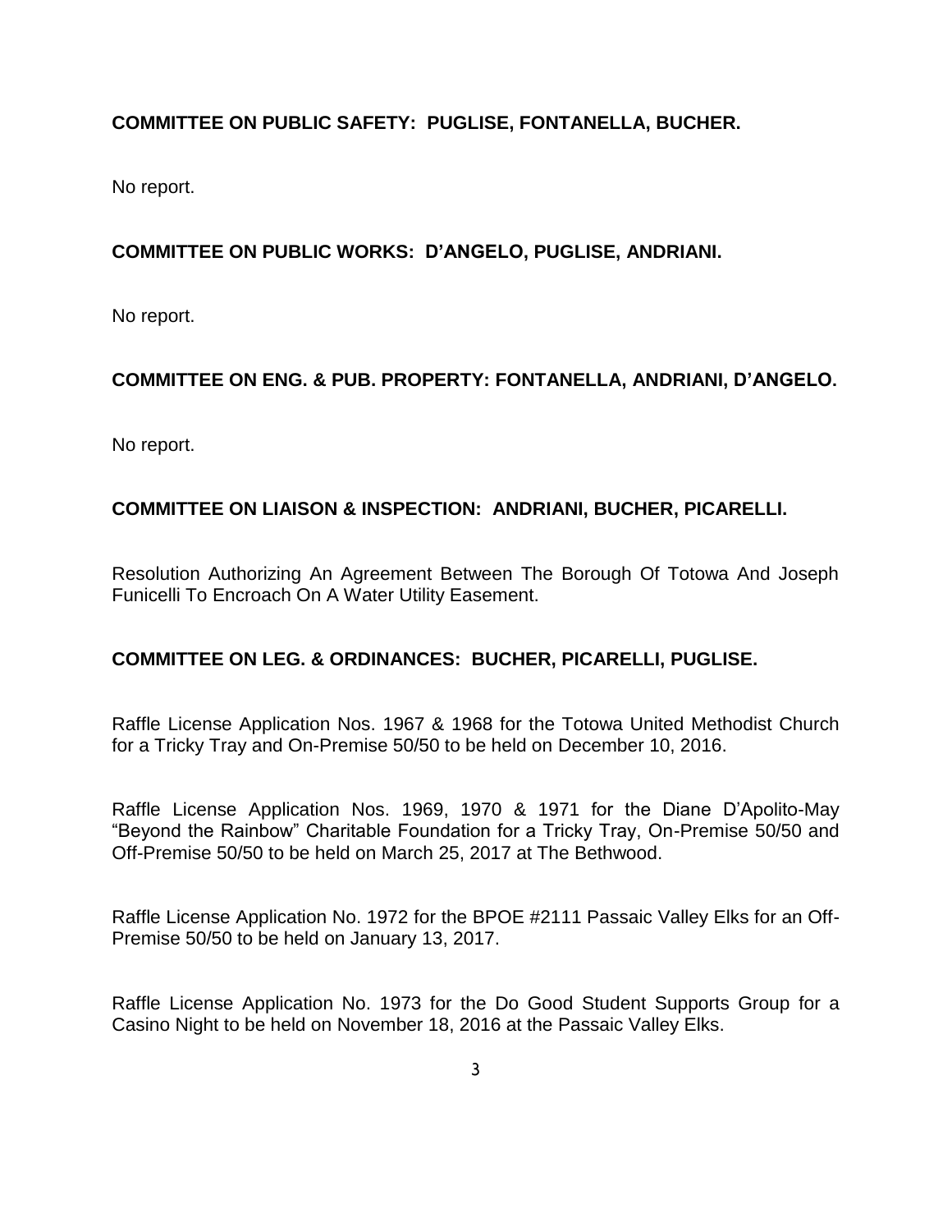**COMMITTEE ON PUBLIC SAFETY: PUGLISE, FONTANELLA, BUCHER.**

No report.

**COMMITTEE ON PUBLIC WORKS: D'ANGELO, PUGLISE, ANDRIANI.**

No report.

**COMMITTEE ON ENG. & PUB. PROPERTY: FONTANELLA, ANDRIANI, D'ANGELO.**

No report.

**COMMITTEE ON LIAISON & INSPECTION: ANDRIANI, BUCHER, PICARELLI.**

Resolution Authorizing An Agreement Between The Borough Of Totowa And Joseph Funicelli To Encroach On A Water Utility Easement.

**COMMITTEE ON LEG. & ORDINANCES: BUCHER, PICARELLI, PUGLISE.**

Raffle License Application Nos. 1967 & 1968 for the Totowa United Methodist Church for a Tricky Tray and On-Premise 50/50 to be held on December 10, 2016.

Raffle License Application Nos. 1969, 1970 & 1971 for the Diane D'Apolito-May "Beyond the Rainbow" Charitable Foundation for a Tricky Tray, On-Premise 50/50 and Off-Premise 50/50 to be held on March 25, 2017 at The Bethwood.

Raffle License Application No. 1972 for the BPOE #2111 Passaic Valley Elks for an Off-Premise 50/50 to be held on January 13, 2017.

Raffle License Application No. 1973 for the Do Good Student Supports Group for a Casino Night to be held on November 18, 2016 at the Passaic Valley Elks.